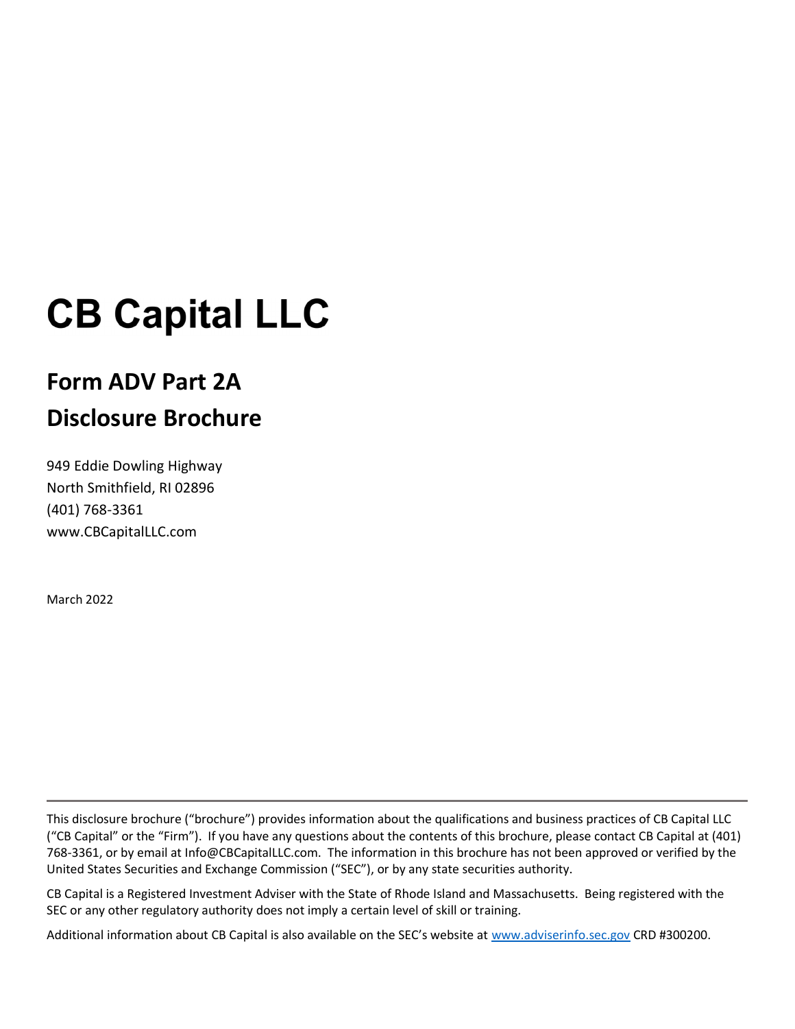# CB Capital LLC

## Form ADV Part 2A
## Disclosure Brochure

949 Eddie Dowling Highway
North Smithfield, RI 02896
(401) 768-3361
www.CBCapitalLLC.com

March 2022

---

This disclosure brochure ("brochure") provides information about the qualifications and business practices of CB Capital LLC ("CB Capital" or the "Firm"). If you have any questions about the contents of this brochure, please contact CB Capital at (401) 768-3361, or by email at Info@CBCapitalLLC.com. The information in this brochure has not been approved or verified by the United States Securities and Exchange Commission ("SEC"), or by any state securities authority.

CB Capital is a Registered Investment Adviser with the State of Rhode Island and Massachusetts. Being registered with the SEC or any other regulatory authority does not imply a certain level of skill or training.

Additional information about CB Capital is also available on the SEC's website at [www.adviserinfo.sec.gov](www.adviserinfo.sec.gov) CRD #300200.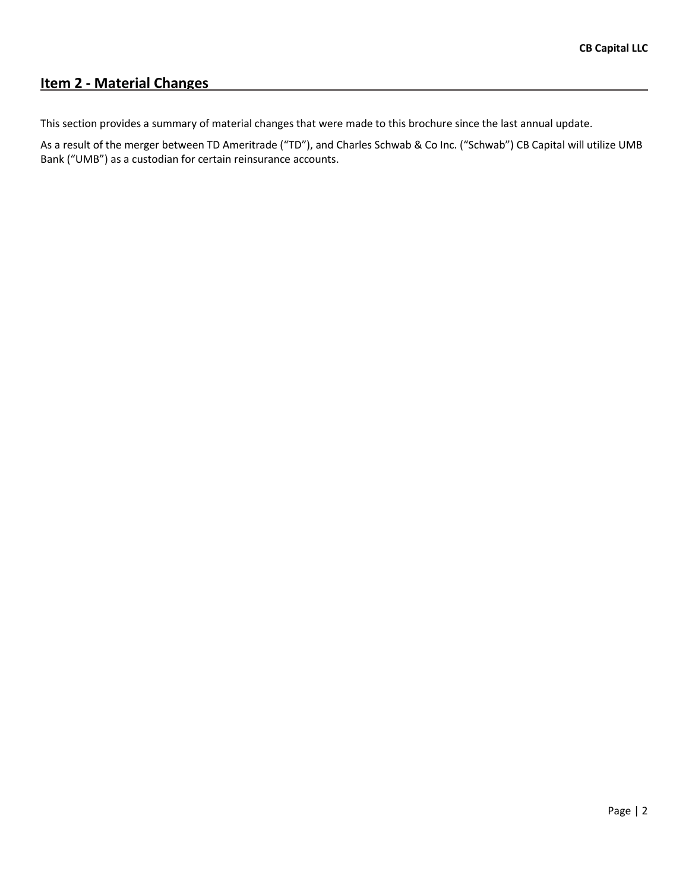## Item 2 - Material Changes

This section provides a summary of material changes that were made to this brochure since the last annual update.

As a result of the merger between TD Ameritrade ("TD"), and Charles Schwab & Co Inc. ("Schwab") CB Capital will utilize UMB Bank ("UMB") as a custodian for certain reinsurance accounts.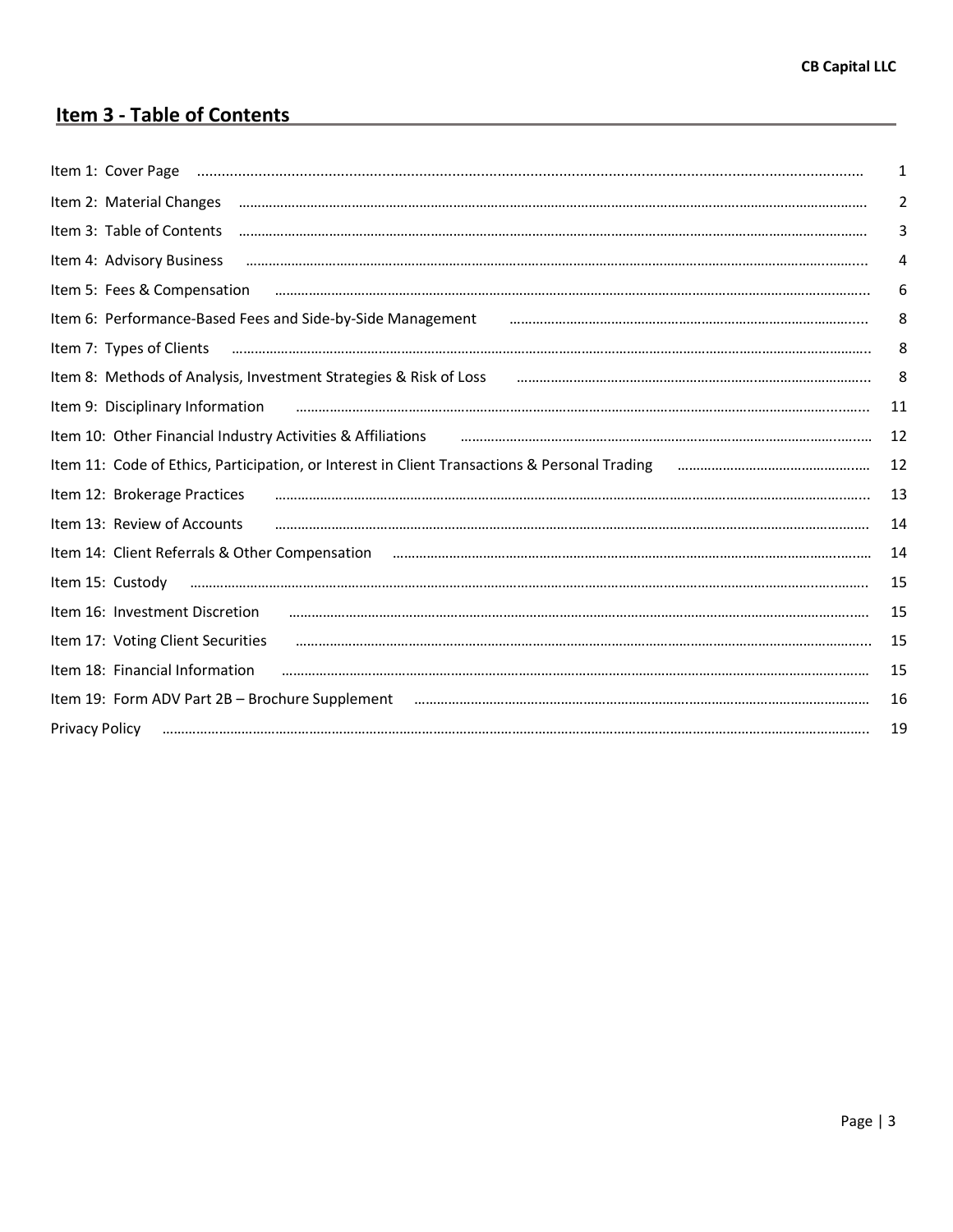## Item 3 - Table of Contents

| | |
|---|---|
| Item 1: Cover Page | 1 |
| Item 2: Material Changes | 2 |
| Item 3: Table of Contents | 3 |
| Item 4: Advisory Business | 4 |
| Item 5: Fees & Compensation | 6 |
| Item 6: Performance-Based Fees and Side-by-Side Management | 8 |
| Item 7: Types of Clients | 8 |
| Item 8: Methods of Analysis, Investment Strategies & Risk of Loss | 8 |
| Item 9: Disciplinary Information | 11 |
| Item 10: Other Financial Industry Activities & Affiliations | 12 |
| Item 11: Code of Ethics, Participation, or Interest in Client Transactions & Personal Trading | 12 |
| Item 12: Brokerage Practices | 13 |
| Item 13: Review of Accounts | 14 |
| Item 14: Client Referrals & Other Compensation | 14 |
| Item 15: Custody | 15 |
| Item 16: Investment Discretion | 15 |
| Item 17: Voting Client Securities | 15 |
| Item 18: Financial Information | 15 |
| Item 19: Form ADV Part 2B – Brochure Supplement | 16 |
| Privacy Policy | 19 |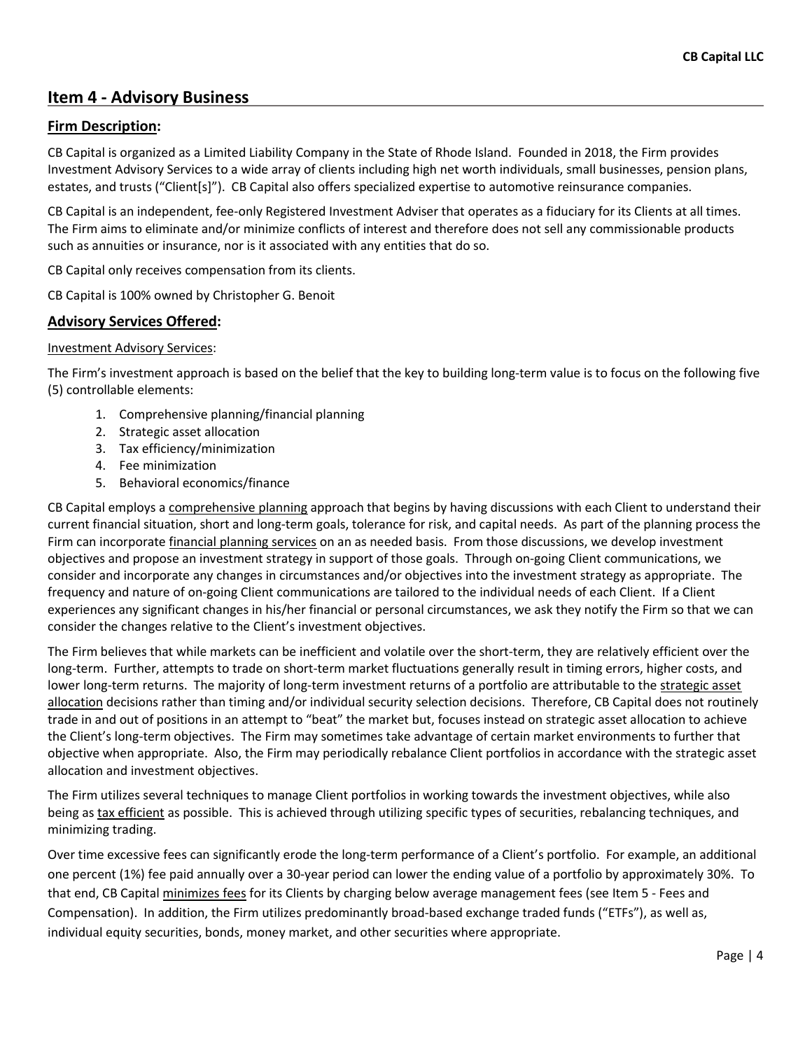## Item 4 - Advisory Business

### Firm Description:

CB Capital is organized as a Limited Liability Company in the State of Rhode Island. Founded in 2018, the Firm provides Investment Advisory Services to a wide array of clients including high net worth individuals, small businesses, pension plans, estates, and trusts ("Client[s]"). CB Capital also offers specialized expertise to automotive reinsurance companies.

CB Capital is an independent, fee-only Registered Investment Adviser that operates as a fiduciary for its Clients at all times. The Firm aims to eliminate and/or minimize conflicts of interest and therefore does not sell any commissionable products such as annuities or insurance, nor is it associated with any entities that do so.

CB Capital only receives compensation from its clients.

CB Capital is 100% owned by Christopher G. Benoit

### Advisory Services Offered:

Investment Advisory Services:

The Firm's investment approach is based on the belief that the key to building long-term value is to focus on the following five (5) controllable elements:

1. Comprehensive planning/financial planning
2. Strategic asset allocation
3. Tax efficiency/minimization
4. Fee minimization
5. Behavioral economics/finance

CB Capital employs a comprehensive planning approach that begins by having discussions with each Client to understand their current financial situation, short and long-term goals, tolerance for risk, and capital needs. As part of the planning process the Firm can incorporate financial planning services on an as needed basis. From those discussions, we develop investment objectives and propose an investment strategy in support of those goals. Through on-going Client communications, we consider and incorporate any changes in circumstances and/or objectives into the investment strategy as appropriate. The frequency and nature of on-going Client communications are tailored to the individual needs of each Client. If a Client experiences any significant changes in his/her financial or personal circumstances, we ask they notify the Firm so that we can consider the changes relative to the Client's investment objectives.

The Firm believes that while markets can be inefficient and volatile over the short-term, they are relatively efficient over the long-term. Further, attempts to trade on short-term market fluctuations generally result in timing errors, higher costs, and lower long-term returns. The majority of long-term investment returns of a portfolio are attributable to the strategic asset allocation decisions rather than timing and/or individual security selection decisions. Therefore, CB Capital does not routinely trade in and out of positions in an attempt to "beat" the market but, focuses instead on strategic asset allocation to achieve the Client's long-term objectives. The Firm may sometimes take advantage of certain market environments to further that objective when appropriate. Also, the Firm may periodically rebalance Client portfolios in accordance with the strategic asset allocation and investment objectives.

The Firm utilizes several techniques to manage Client portfolios in working towards the investment objectives, while also being as tax efficient as possible. This is achieved through utilizing specific types of securities, rebalancing techniques, and minimizing trading.

Over time excessive fees can significantly erode the long-term performance of a Client's portfolio. For example, an additional one percent (1%) fee paid annually over a 30-year period can lower the ending value of a portfolio by approximately 30%. To that end, CB Capital minimizes fees for its Clients by charging below average management fees (see Item 5 - Fees and Compensation). In addition, the Firm utilizes predominantly broad-based exchange traded funds ("ETFs"), as well as, individual equity securities, bonds, money market, and other securities where appropriate.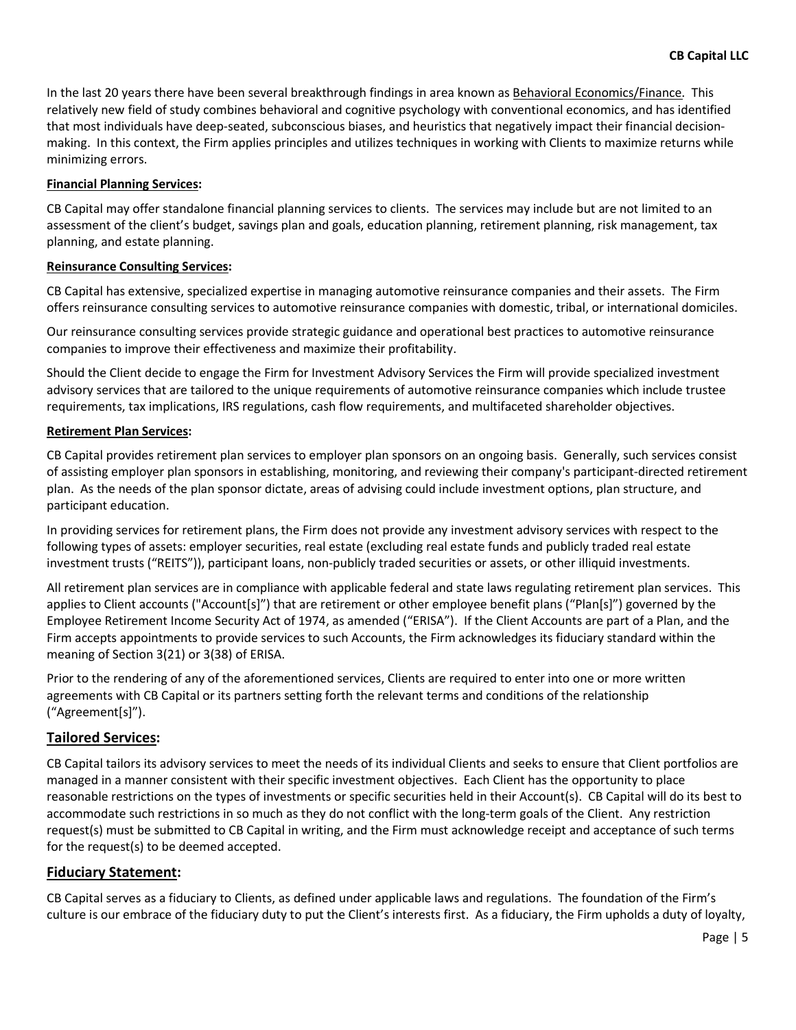In the last 20 years there have been several breakthrough findings in area known as Behavioral Economics/Finance. This relatively new field of study combines behavioral and cognitive psychology with conventional economics, and has identified that most individuals have deep-seated, subconscious biases, and heuristics that negatively impact their financial decision-making. In this context, the Firm applies principles and utilizes techniques in working with Clients to maximize returns while minimizing errors.

**Financial Planning Services:**

CB Capital may offer standalone financial planning services to clients. The services may include but are not limited to an assessment of the client's budget, savings plan and goals, education planning, retirement planning, risk management, tax planning, and estate planning.

**Reinsurance Consulting Services:**

CB Capital has extensive, specialized expertise in managing automotive reinsurance companies and their assets. The Firm offers reinsurance consulting services to automotive reinsurance companies with domestic, tribal, or international domiciles.

Our reinsurance consulting services provide strategic guidance and operational best practices to automotive reinsurance companies to improve their effectiveness and maximize their profitability.

Should the Client decide to engage the Firm for Investment Advisory Services the Firm will provide specialized investment advisory services that are tailored to the unique requirements of automotive reinsurance companies which include trustee requirements, tax implications, IRS regulations, cash flow requirements, and multifaceted shareholder objectives.

**Retirement Plan Services:**

CB Capital provides retirement plan services to employer plan sponsors on an ongoing basis. Generally, such services consist of assisting employer plan sponsors in establishing, monitoring, and reviewing their company's participant-directed retirement plan. As the needs of the plan sponsor dictate, areas of advising could include investment options, plan structure, and participant education.

In providing services for retirement plans, the Firm does not provide any investment advisory services with respect to the following types of assets: employer securities, real estate (excluding real estate funds and publicly traded real estate investment trusts ("REITS")), participant loans, non-publicly traded securities or assets, or other illiquid investments.

All retirement plan services are in compliance with applicable federal and state laws regulating retirement plan services. This applies to Client accounts ("Account[s]") that are retirement or other employee benefit plans ("Plan[s]") governed by the Employee Retirement Income Security Act of 1974, as amended ("ERISA"). If the Client Accounts are part of a Plan, and the Firm accepts appointments to provide services to such Accounts, the Firm acknowledges its fiduciary standard within the meaning of Section 3(21) or 3(38) of ERISA.

Prior to the rendering of any of the aforementioned services, Clients are required to enter into one or more written agreements with CB Capital or its partners setting forth the relevant terms and conditions of the relationship ("Agreement[s]").

## Tailored Services:

CB Capital tailors its advisory services to meet the needs of its individual Clients and seeks to ensure that Client portfolios are managed in a manner consistent with their specific investment objectives. Each Client has the opportunity to place reasonable restrictions on the types of investments or specific securities held in their Account(s). CB Capital will do its best to accommodate such restrictions in so much as they do not conflict with the long-term goals of the Client. Any restriction request(s) must be submitted to CB Capital in writing, and the Firm must acknowledge receipt and acceptance of such terms for the request(s) to be deemed accepted.

## Fiduciary Statement:

CB Capital serves as a fiduciary to Clients, as defined under applicable laws and regulations. The foundation of the Firm's culture is our embrace of the fiduciary duty to put the Client's interests first. As a fiduciary, the Firm upholds a duty of loyalty,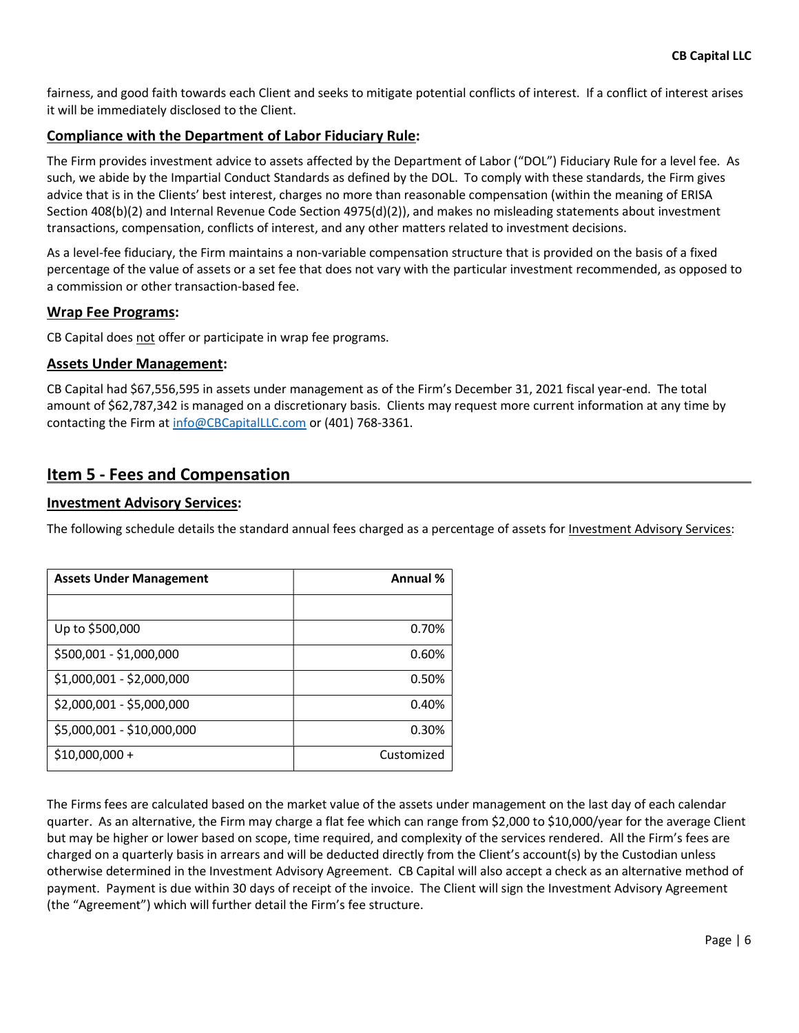fairness, and good faith towards each Client and seeks to mitigate potential conflicts of interest. If a conflict of interest arises it will be immediately disclosed to the Client.

### **Compliance with the Department of Labor Fiduciary Rule:**

The Firm provides investment advice to assets affected by the Department of Labor ("DOL") Fiduciary Rule for a level fee. As such, we abide by the Impartial Conduct Standards as defined by the DOL. To comply with these standards, the Firm gives advice that is in the Clients' best interest, charges no more than reasonable compensation (within the meaning of ERISA Section 408(b)(2) and Internal Revenue Code Section 4975(d)(2)), and makes no misleading statements about investment transactions, compensation, conflicts of interest, and any other matters related to investment decisions.

As a level-fee fiduciary, the Firm maintains a non-variable compensation structure that is provided on the basis of a fixed percentage of the value of assets or a set fee that does not vary with the particular investment recommended, as opposed to a commission or other transaction-based fee.

### **Wrap Fee Programs:**

CB Capital does not offer or participate in wrap fee programs.

### **Assets Under Management:**

CB Capital had $67,556,595 in assets under management as of the Firm's December 31, 2021 fiscal year-end. The total amount of $62,787,342 is managed on a discretionary basis. Clients may request more current information at any time by contacting the Firm at info@CBCapitalLLC.com or (401) 768-3361.

## **Item 5 - Fees and Compensation**

### **Investment Advisory Services:**

The following schedule details the standard annual fees charged as a percentage of assets for Investment Advisory Services:

| Assets Under Management | Annual % |
|---|---|
| | |
| Up to $500,000 | 0.70% |
| $500,001 - $1,000,000 | 0.60% |
| $1,000,001 - $2,000,000 | 0.50% |
| $2,000,001 - $5,000,000 | 0.40% |
| $5,000,001 - $10,000,000 | 0.30% |
| $10,000,000 + | Customized |

The Firms fees are calculated based on the market value of the assets under management on the last day of each calendar quarter. As an alternative, the Firm may charge a flat fee which can range from $2,000 to $10,000/year for the average Client but may be higher or lower based on scope, time required, and complexity of the services rendered. All the Firm's fees are charged on a quarterly basis in arrears and will be deducted directly from the Client's account(s) by the Custodian unless otherwise determined in the Investment Advisory Agreement. CB Capital will also accept a check as an alternative method of payment. Payment is due within 30 days of receipt of the invoice. The Client will sign the Investment Advisory Agreement (the "Agreement") which will further detail the Firm's fee structure.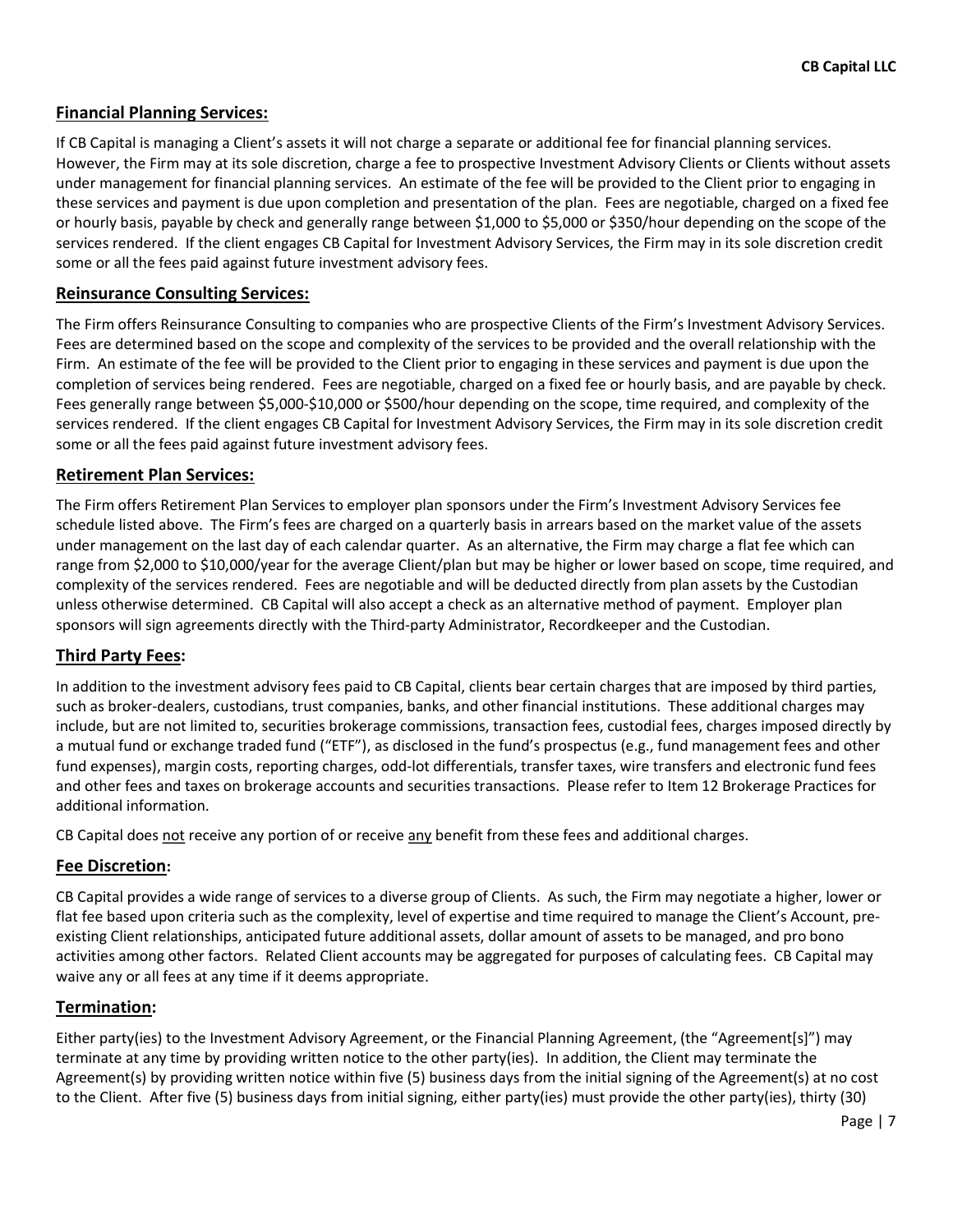## Financial Planning Services:

If CB Capital is managing a Client's assets it will not charge a separate or additional fee for financial planning services. However, the Firm may at its sole discretion, charge a fee to prospective Investment Advisory Clients or Clients without assets under management for financial planning services. An estimate of the fee will be provided to the Client prior to engaging in these services and payment is due upon completion and presentation of the plan. Fees are negotiable, charged on a fixed fee or hourly basis, payable by check and generally range between $1,000 to $5,000 or $350/hour depending on the scope of the services rendered. If the client engages CB Capital for Investment Advisory Services, the Firm may in its sole discretion credit some or all the fees paid against future investment advisory fees.

## Reinsurance Consulting Services:

The Firm offers Reinsurance Consulting to companies who are prospective Clients of the Firm's Investment Advisory Services. Fees are determined based on the scope and complexity of the services to be provided and the overall relationship with the Firm. An estimate of the fee will be provided to the Client prior to engaging in these services and payment is due upon the completion of services being rendered. Fees are negotiable, charged on a fixed fee or hourly basis, and are payable by check. Fees generally range between $5,000-$10,000 or $500/hour depending on the scope, time required, and complexity of the services rendered. If the client engages CB Capital for Investment Advisory Services, the Firm may in its sole discretion credit some or all the fees paid against future investment advisory fees.

## Retirement Plan Services:

The Firm offers Retirement Plan Services to employer plan sponsors under the Firm's Investment Advisory Services fee schedule listed above. The Firm's fees are charged on a quarterly basis in arrears based on the market value of the assets under management on the last day of each calendar quarter. As an alternative, the Firm may charge a flat fee which can range from $2,000 to $10,000/year for the average Client/plan but may be higher or lower based on scope, time required, and complexity of the services rendered. Fees are negotiable and will be deducted directly from plan assets by the Custodian unless otherwise determined. CB Capital will also accept a check as an alternative method of payment. Employer plan sponsors will sign agreements directly with the Third-party Administrator, Recordkeeper and the Custodian.

## Third Party Fees:

In addition to the investment advisory fees paid to CB Capital, clients bear certain charges that are imposed by third parties, such as broker-dealers, custodians, trust companies, banks, and other financial institutions. These additional charges may include, but are not limited to, securities brokerage commissions, transaction fees, custodial fees, charges imposed directly by a mutual fund or exchange traded fund ("ETF"), as disclosed in the fund's prospectus (e.g., fund management fees and other fund expenses), margin costs, reporting charges, odd-lot differentials, transfer taxes, wire transfers and electronic fund fees and other fees and taxes on brokerage accounts and securities transactions. Please refer to Item 12 Brokerage Practices for additional information.

CB Capital does not receive any portion of or receive any benefit from these fees and additional charges.

## Fee Discretion:

CB Capital provides a wide range of services to a diverse group of Clients. As such, the Firm may negotiate a higher, lower or flat fee based upon criteria such as the complexity, level of expertise and time required to manage the Client's Account, pre-existing Client relationships, anticipated future additional assets, dollar amount of assets to be managed, and pro bono activities among other factors. Related Client accounts may be aggregated for purposes of calculating fees. CB Capital may waive any or all fees at any time if it deems appropriate.

## Termination:

Either party(ies) to the Investment Advisory Agreement, or the Financial Planning Agreement, (the "Agreement[s]") may terminate at any time by providing written notice to the other party(ies). In addition, the Client may terminate the Agreement(s) by providing written notice within five (5) business days from the initial signing of the Agreement(s) at no cost to the Client. After five (5) business days from initial signing, either party(ies) must provide the other party(ies), thirty (30)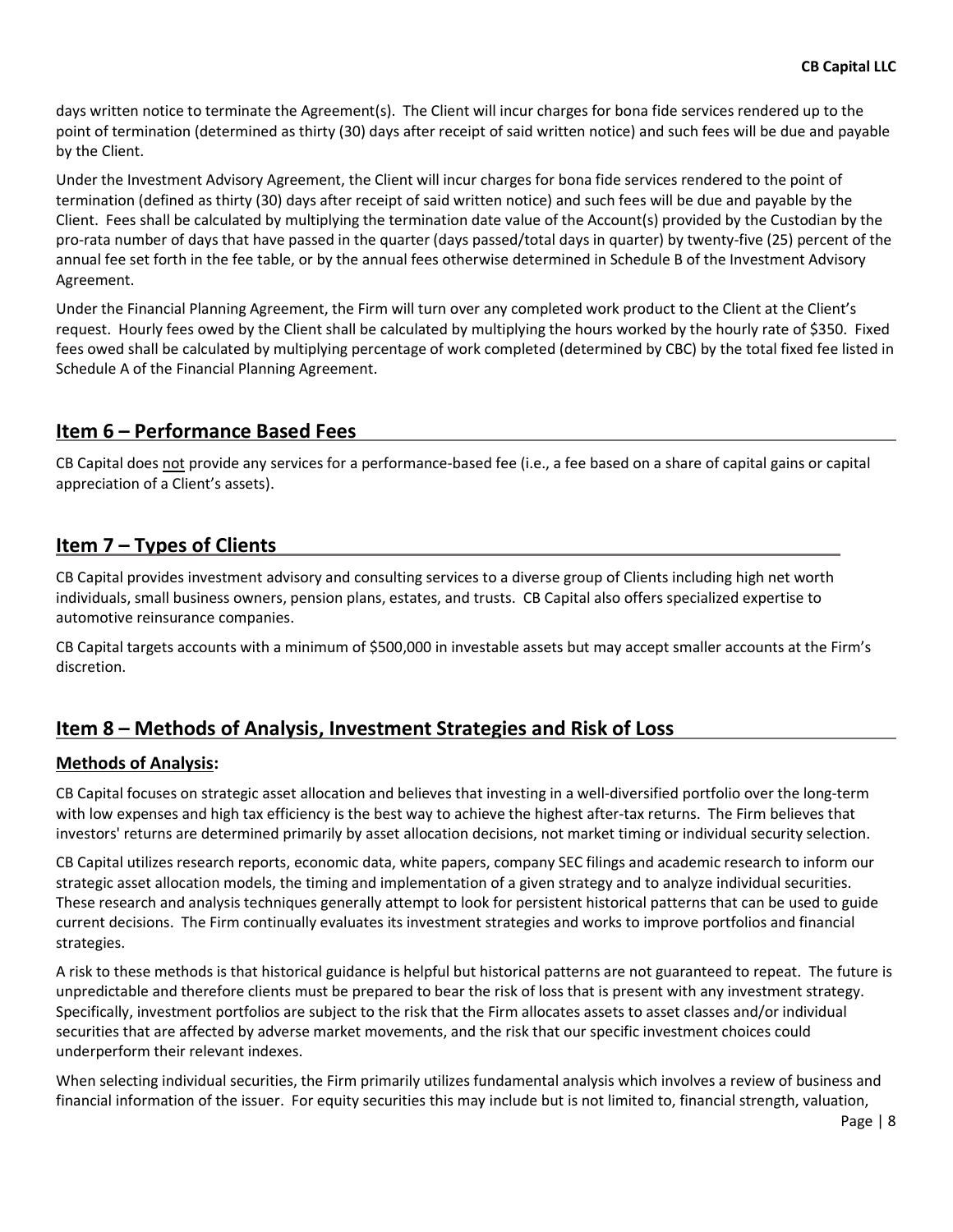days written notice to terminate the Agreement(s). The Client will incur charges for bona fide services rendered up to the point of termination (determined as thirty (30) days after receipt of said written notice) and such fees will be due and payable by the Client.

Under the Investment Advisory Agreement, the Client will incur charges for bona fide services rendered to the point of termination (defined as thirty (30) days after receipt of said written notice) and such fees will be due and payable by the Client. Fees shall be calculated by multiplying the termination date value of the Account(s) provided by the Custodian by the pro-rata number of days that have passed in the quarter (days passed/total days in quarter) by twenty-five (25) percent of the annual fee set forth in the fee table, or by the annual fees otherwise determined in Schedule B of the Investment Advisory Agreement.

Under the Financial Planning Agreement, the Firm will turn over any completed work product to the Client at the Client's request. Hourly fees owed by the Client shall be calculated by multiplying the hours worked by the hourly rate of $350. Fixed fees owed shall be calculated by multiplying percentage of work completed (determined by CBC) by the total fixed fee listed in Schedule A of the Financial Planning Agreement.

## Item 6 – Performance Based Fees

CB Capital does not provide any services for a performance-based fee (i.e., a fee based on a share of capital gains or capital appreciation of a Client's assets).

## Item 7 – Types of Clients

CB Capital provides investment advisory and consulting services to a diverse group of Clients including high net worth individuals, small business owners, pension plans, estates, and trusts. CB Capital also offers specialized expertise to automotive reinsurance companies.

CB Capital targets accounts with a minimum of $500,000 in investable assets but may accept smaller accounts at the Firm's discretion.

## Item 8 – Methods of Analysis, Investment Strategies and Risk of Loss

### Methods of Analysis:

CB Capital focuses on strategic asset allocation and believes that investing in a well-diversified portfolio over the long-term with low expenses and high tax efficiency is the best way to achieve the highest after-tax returns. The Firm believes that investors' returns are determined primarily by asset allocation decisions, not market timing or individual security selection.

CB Capital utilizes research reports, economic data, white papers, company SEC filings and academic research to inform our strategic asset allocation models, the timing and implementation of a given strategy and to analyze individual securities. These research and analysis techniques generally attempt to look for persistent historical patterns that can be used to guide current decisions. The Firm continually evaluates its investment strategies and works to improve portfolios and financial strategies.

A risk to these methods is that historical guidance is helpful but historical patterns are not guaranteed to repeat. The future is unpredictable and therefore clients must be prepared to bear the risk of loss that is present with any investment strategy. Specifically, investment portfolios are subject to the risk that the Firm allocates assets to asset classes and/or individual securities that are affected by adverse market movements, and the risk that our specific investment choices could underperform their relevant indexes.

When selecting individual securities, the Firm primarily utilizes fundamental analysis which involves a review of business and financial information of the issuer. For equity securities this may include but is not limited to, financial strength, valuation,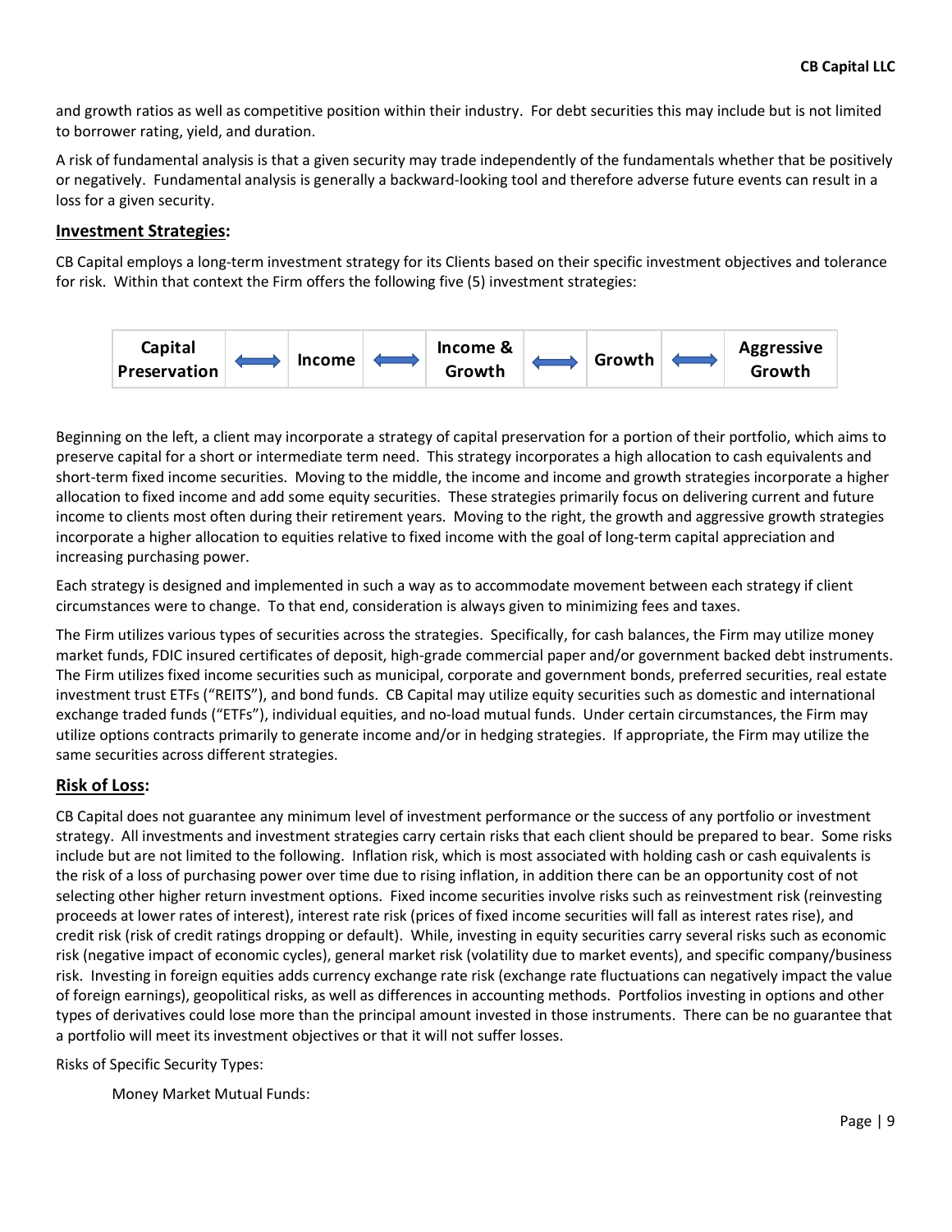and growth ratios as well as competitive position within their industry. For debt securities this may include but is not limited to borrower rating, yield, and duration.

A risk of fundamental analysis is that a given security may trade independently of the fundamentals whether that be positively or negatively. Fundamental analysis is generally a backward-looking tool and therefore adverse future events can result in a loss for a given security.

## Investment Strategies:

CB Capital employs a long-term investment strategy for its Clients based on their specific investment objectives and tolerance for risk. Within that context the Firm offers the following five (5) investment strategies:

| Capital Preservation | ⟷ | Income | ⟷ | Income & Growth | ⟷ | Growth | ⟷ | Aggressive Growth |
|---|---|---|---|---|---|---|---|---|

Beginning on the left, a client may incorporate a strategy of capital preservation for a portion of their portfolio, which aims to preserve capital for a short or intermediate term need. This strategy incorporates a high allocation to cash equivalents and short-term fixed income securities. Moving to the middle, the income and income and growth strategies incorporate a higher allocation to fixed income and add some equity securities. These strategies primarily focus on delivering current and future income to clients most often during their retirement years. Moving to the right, the growth and aggressive growth strategies incorporate a higher allocation to equities relative to fixed income with the goal of long-term capital appreciation and increasing purchasing power.

Each strategy is designed and implemented in such a way as to accommodate movement between each strategy if client circumstances were to change. To that end, consideration is always given to minimizing fees and taxes.

The Firm utilizes various types of securities across the strategies. Specifically, for cash balances, the Firm may utilize money market funds, FDIC insured certificates of deposit, high-grade commercial paper and/or government backed debt instruments. The Firm utilizes fixed income securities such as municipal, corporate and government bonds, preferred securities, real estate investment trust ETFs ("REITS"), and bond funds. CB Capital may utilize equity securities such as domestic and international exchange traded funds ("ETFs"), individual equities, and no-load mutual funds. Under certain circumstances, the Firm may utilize options contracts primarily to generate income and/or in hedging strategies. If appropriate, the Firm may utilize the same securities across different strategies.

## Risk of Loss:

CB Capital does not guarantee any minimum level of investment performance or the success of any portfolio or investment strategy. All investments and investment strategies carry certain risks that each client should be prepared to bear. Some risks include but are not limited to the following. Inflation risk, which is most associated with holding cash or cash equivalents is the risk of a loss of purchasing power over time due to rising inflation, in addition there can be an opportunity cost of not selecting other higher return investment options. Fixed income securities involve risks such as reinvestment risk (reinvesting proceeds at lower rates of interest), interest rate risk (prices of fixed income securities will fall as interest rates rise), and credit risk (risk of credit ratings dropping or default). While, investing in equity securities carry several risks such as economic risk (negative impact of economic cycles), general market risk (volatility due to market events), and specific company/business risk. Investing in foreign equities adds currency exchange rate risk (exchange rate fluctuations can negatively impact the value of foreign earnings), geopolitical risks, as well as differences in accounting methods. Portfolios investing in options and other types of derivatives could lose more than the principal amount invested in those instruments. There can be no guarantee that a portfolio will meet its investment objectives or that it will not suffer losses.

Risks of Specific Security Types:

Money Market Mutual Funds: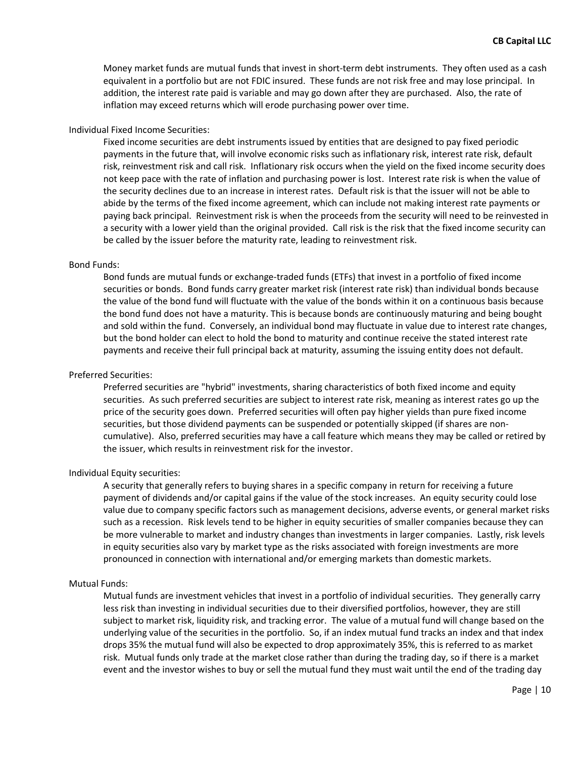Money market funds are mutual funds that invest in short-term debt instruments. They often used as a cash equivalent in a portfolio but are not FDIC insured. These funds are not risk free and may lose principal. In addition, the interest rate paid is variable and may go down after they are purchased. Also, the rate of inflation may exceed returns which will erode purchasing power over time.

Individual Fixed Income Securities:

Fixed income securities are debt instruments issued by entities that are designed to pay fixed periodic payments in the future that, will involve economic risks such as inflationary risk, interest rate risk, default risk, reinvestment risk and call risk. Inflationary risk occurs when the yield on the fixed income security does not keep pace with the rate of inflation and purchasing power is lost. Interest rate risk is when the value of the security declines due to an increase in interest rates. Default risk is that the issuer will not be able to abide by the terms of the fixed income agreement, which can include not making interest rate payments or paying back principal. Reinvestment risk is when the proceeds from the security will need to be reinvested in a security with a lower yield than the original provided. Call risk is the risk that the fixed income security can be called by the issuer before the maturity rate, leading to reinvestment risk.

Bond Funds:

Bond funds are mutual funds or exchange-traded funds (ETFs) that invest in a portfolio of fixed income securities or bonds. Bond funds carry greater market risk (interest rate risk) than individual bonds because the value of the bond fund will fluctuate with the value of the bonds within it on a continuous basis because the bond fund does not have a maturity. This is because bonds are continuously maturing and being bought and sold within the fund. Conversely, an individual bond may fluctuate in value due to interest rate changes, but the bond holder can elect to hold the bond to maturity and continue receive the stated interest rate payments and receive their full principal back at maturity, assuming the issuing entity does not default.

Preferred Securities:

Preferred securities are "hybrid" investments, sharing characteristics of both fixed income and equity securities. As such preferred securities are subject to interest rate risk, meaning as interest rates go up the price of the security goes down. Preferred securities will often pay higher yields than pure fixed income securities, but those dividend payments can be suspended or potentially skipped (if shares are non-cumulative). Also, preferred securities may have a call feature which means they may be called or retired by the issuer, which results in reinvestment risk for the investor.

Individual Equity securities:

A security that generally refers to buying shares in a specific company in return for receiving a future payment of dividends and/or capital gains if the value of the stock increases. An equity security could lose value due to company specific factors such as management decisions, adverse events, or general market risks such as a recession. Risk levels tend to be higher in equity securities of smaller companies because they can be more vulnerable to market and industry changes than investments in larger companies. Lastly, risk levels in equity securities also vary by market type as the risks associated with foreign investments are more pronounced in connection with international and/or emerging markets than domestic markets.

Mutual Funds:

Mutual funds are investment vehicles that invest in a portfolio of individual securities. They generally carry less risk than investing in individual securities due to their diversified portfolios, however, they are still subject to market risk, liquidity risk, and tracking error. The value of a mutual fund will change based on the underlying value of the securities in the portfolio. So, if an index mutual fund tracks an index and that index drops 35% the mutual fund will also be expected to drop approximately 35%, this is referred to as market risk. Mutual funds only trade at the market close rather than during the trading day, so if there is a market event and the investor wishes to buy or sell the mutual fund they must wait until the end of the trading day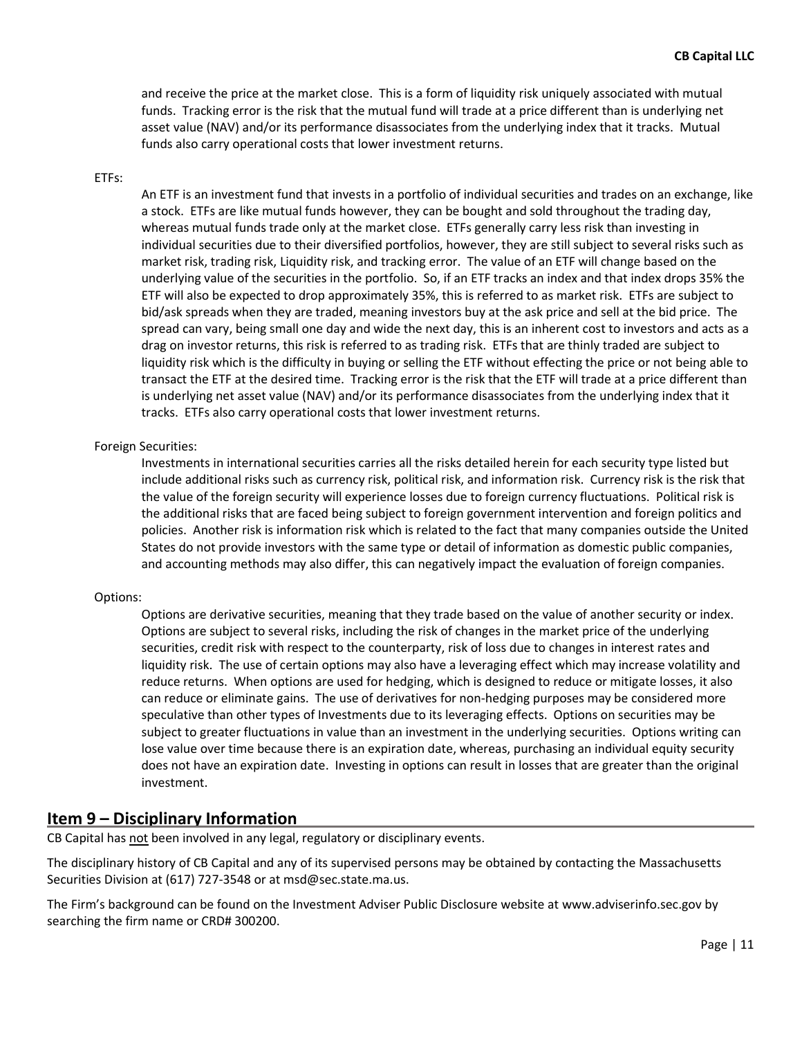and receive the price at the market close. This is a form of liquidity risk uniquely associated with mutual funds. Tracking error is the risk that the mutual fund will trade at a price different than is underlying net asset value (NAV) and/or its performance disassociates from the underlying index that it tracks. Mutual funds also carry operational costs that lower investment returns.

ETFs:

An ETF is an investment fund that invests in a portfolio of individual securities and trades on an exchange, like a stock. ETFs are like mutual funds however, they can be bought and sold throughout the trading day, whereas mutual funds trade only at the market close. ETFs generally carry less risk than investing in individual securities due to their diversified portfolios, however, they are still subject to several risks such as market risk, trading risk, Liquidity risk, and tracking error. The value of an ETF will change based on the underlying value of the securities in the portfolio. So, if an ETF tracks an index and that index drops 35% the ETF will also be expected to drop approximately 35%, this is referred to as market risk. ETFs are subject to bid/ask spreads when they are traded, meaning investors buy at the ask price and sell at the bid price. The spread can vary, being small one day and wide the next day, this is an inherent cost to investors and acts as a drag on investor returns, this risk is referred to as trading risk. ETFs that are thinly traded are subject to liquidity risk which is the difficulty in buying or selling the ETF without effecting the price or not being able to transact the ETF at the desired time. Tracking error is the risk that the ETF will trade at a price different than is underlying net asset value (NAV) and/or its performance disassociates from the underlying index that it tracks. ETFs also carry operational costs that lower investment returns.

Foreign Securities:

Investments in international securities carries all the risks detailed herein for each security type listed but include additional risks such as currency risk, political risk, and information risk. Currency risk is the risk that the value of the foreign security will experience losses due to foreign currency fluctuations. Political risk is the additional risks that are faced being subject to foreign government intervention and foreign politics and policies. Another risk is information risk which is related to the fact that many companies outside the United States do not provide investors with the same type or detail of information as domestic public companies, and accounting methods may also differ, this can negatively impact the evaluation of foreign companies.

Options:

Options are derivative securities, meaning that they trade based on the value of another security or index. Options are subject to several risks, including the risk of changes in the market price of the underlying securities, credit risk with respect to the counterparty, risk of loss due to changes in interest rates and liquidity risk. The use of certain options may also have a leveraging effect which may increase volatility and reduce returns. When options are used for hedging, which is designed to reduce or mitigate losses, it also can reduce or eliminate gains. The use of derivatives for non-hedging purposes may be considered more speculative than other types of Investments due to its leveraging effects. Options on securities may be subject to greater fluctuations in value than an investment in the underlying securities. Options writing can lose value over time because there is an expiration date, whereas, purchasing an individual equity security does not have an expiration date. Investing in options can result in losses that are greater than the original investment.

## Item 9 – Disciplinary Information

CB Capital has not been involved in any legal, regulatory or disciplinary events.

The disciplinary history of CB Capital and any of its supervised persons may be obtained by contacting the Massachusetts Securities Division at (617) 727-3548 or at msd@sec.state.ma.us.

The Firm's background can be found on the Investment Adviser Public Disclosure website at www.adviserinfo.sec.gov by searching the firm name or CRD# 300200.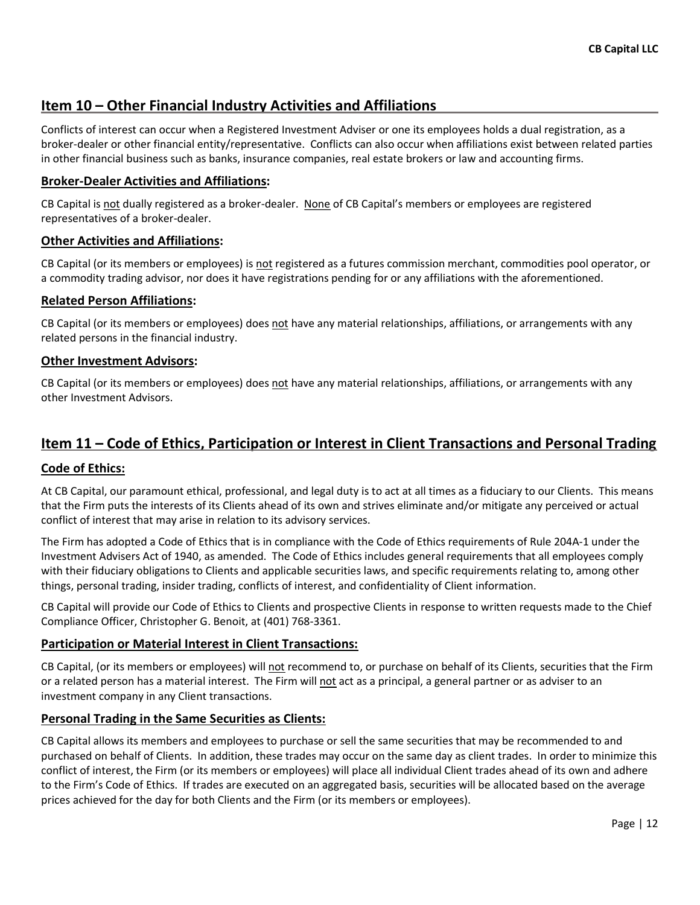## Item 10 – Other Financial Industry Activities and Affiliations

Conflicts of interest can occur when a Registered Investment Adviser or one its employees holds a dual registration, as a broker-dealer or other financial entity/representative. Conflicts can also occur when affiliations exist between related parties in other financial business such as banks, insurance companies, real estate brokers or law and accounting firms.

### Broker-Dealer Activities and Affiliations:

CB Capital is not dually registered as a broker-dealer. None of CB Capital's members or employees are registered representatives of a broker-dealer.

### Other Activities and Affiliations:

CB Capital (or its members or employees) is not registered as a futures commission merchant, commodities pool operator, or a commodity trading advisor, nor does it have registrations pending for or any affiliations with the aforementioned.

### Related Person Affiliations:

CB Capital (or its members or employees) does not have any material relationships, affiliations, or arrangements with any related persons in the financial industry.

### Other Investment Advisors:

CB Capital (or its members or employees) does not have any material relationships, affiliations, or arrangements with any other Investment Advisors.

## Item 11 – Code of Ethics, Participation or Interest in Client Transactions and Personal Trading

### Code of Ethics:

At CB Capital, our paramount ethical, professional, and legal duty is to act at all times as a fiduciary to our Clients. This means that the Firm puts the interests of its Clients ahead of its own and strives eliminate and/or mitigate any perceived or actual conflict of interest that may arise in relation to its advisory services.

The Firm has adopted a Code of Ethics that is in compliance with the Code of Ethics requirements of Rule 204A-1 under the Investment Advisers Act of 1940, as amended. The Code of Ethics includes general requirements that all employees comply with their fiduciary obligations to Clients and applicable securities laws, and specific requirements relating to, among other things, personal trading, insider trading, conflicts of interest, and confidentiality of Client information.

CB Capital will provide our Code of Ethics to Clients and prospective Clients in response to written requests made to the Chief Compliance Officer, Christopher G. Benoit, at (401) 768-3361.

### Participation or Material Interest in Client Transactions:

CB Capital, (or its members or employees) will not recommend to, or purchase on behalf of its Clients, securities that the Firm or a related person has a material interest. The Firm will not act as a principal, a general partner or as adviser to an investment company in any Client transactions.

### Personal Trading in the Same Securities as Clients:

CB Capital allows its members and employees to purchase or sell the same securities that may be recommended to and purchased on behalf of Clients. In addition, these trades may occur on the same day as client trades. In order to minimize this conflict of interest, the Firm (or its members or employees) will place all individual Client trades ahead of its own and adhere to the Firm's Code of Ethics. If trades are executed on an aggregated basis, securities will be allocated based on the average prices achieved for the day for both Clients and the Firm (or its members or employees).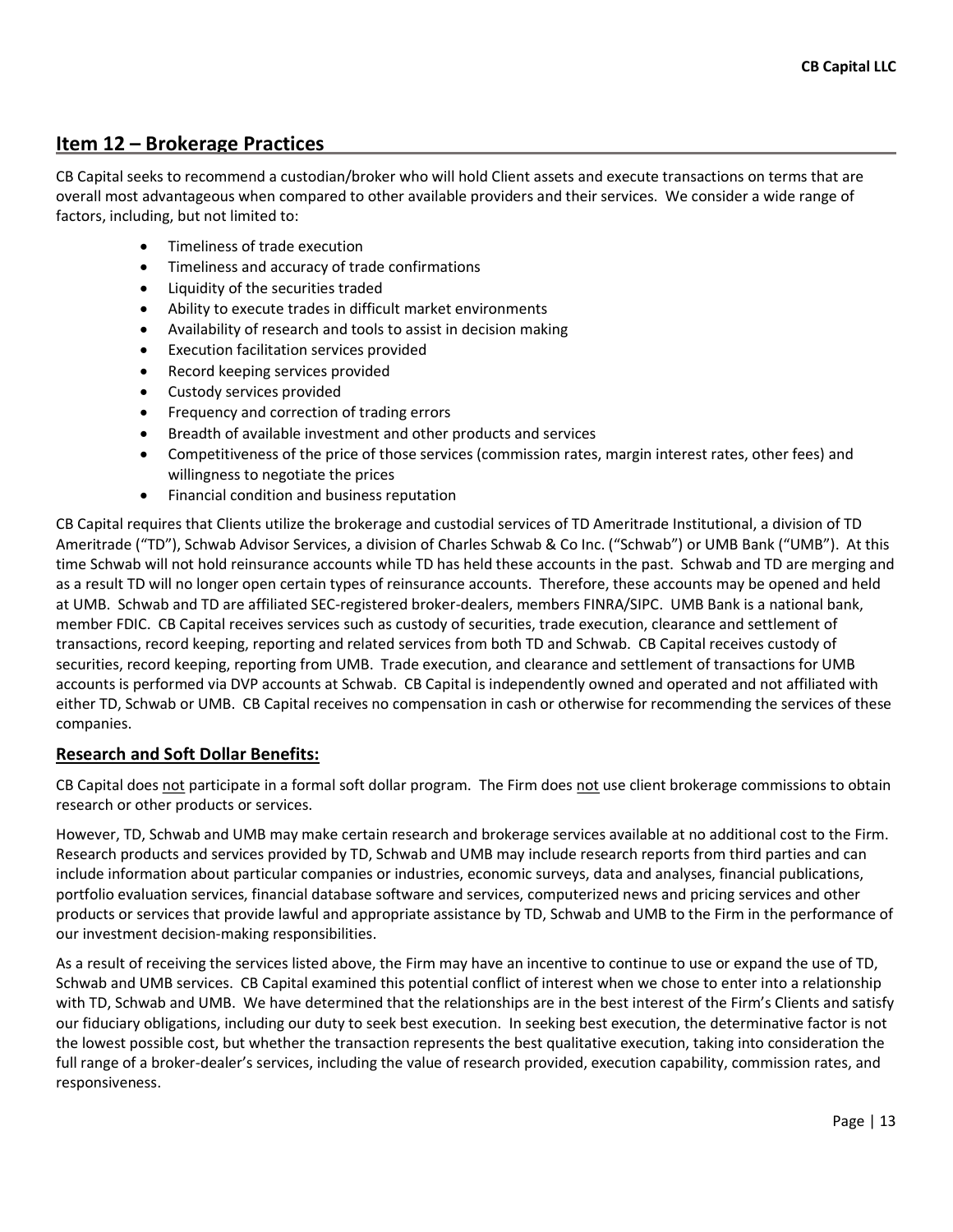## Item 12 – Brokerage Practices

CB Capital seeks to recommend a custodian/broker who will hold Client assets and execute transactions on terms that are overall most advantageous when compared to other available providers and their services. We consider a wide range of factors, including, but not limited to:

- Timeliness of trade execution
- Timeliness and accuracy of trade confirmations
- Liquidity of the securities traded
- Ability to execute trades in difficult market environments
- Availability of research and tools to assist in decision making
- Execution facilitation services provided
- Record keeping services provided
- Custody services provided
- Frequency and correction of trading errors
- Breadth of available investment and other products and services
- Competitiveness of the price of those services (commission rates, margin interest rates, other fees) and willingness to negotiate the prices
- Financial condition and business reputation

CB Capital requires that Clients utilize the brokerage and custodial services of TD Ameritrade Institutional, a division of TD Ameritrade ("TD"), Schwab Advisor Services, a division of Charles Schwab & Co Inc. ("Schwab") or UMB Bank ("UMB"). At this time Schwab will not hold reinsurance accounts while TD has held these accounts in the past. Schwab and TD are merging and as a result TD will no longer open certain types of reinsurance accounts. Therefore, these accounts may be opened and held at UMB. Schwab and TD are affiliated SEC-registered broker-dealers, members FINRA/SIPC. UMB Bank is a national bank, member FDIC. CB Capital receives services such as custody of securities, trade execution, clearance and settlement of transactions, record keeping, reporting and related services from both TD and Schwab. CB Capital receives custody of securities, record keeping, reporting from UMB. Trade execution, and clearance and settlement of transactions for UMB accounts is performed via DVP accounts at Schwab. CB Capital is independently owned and operated and not affiliated with either TD, Schwab or UMB. CB Capital receives no compensation in cash or otherwise for recommending the services of these companies.

### Research and Soft Dollar Benefits:

CB Capital does not participate in a formal soft dollar program. The Firm does not use client brokerage commissions to obtain research or other products or services.

However, TD, Schwab and UMB may make certain research and brokerage services available at no additional cost to the Firm. Research products and services provided by TD, Schwab and UMB may include research reports from third parties and can include information about particular companies or industries, economic surveys, data and analyses, financial publications, portfolio evaluation services, financial database software and services, computerized news and pricing services and other products or services that provide lawful and appropriate assistance by TD, Schwab and UMB to the Firm in the performance of our investment decision-making responsibilities.

As a result of receiving the services listed above, the Firm may have an incentive to continue to use or expand the use of TD, Schwab and UMB services. CB Capital examined this potential conflict of interest when we chose to enter into a relationship with TD, Schwab and UMB. We have determined that the relationships are in the best interest of the Firm's Clients and satisfy our fiduciary obligations, including our duty to seek best execution. In seeking best execution, the determinative factor is not the lowest possible cost, but whether the transaction represents the best qualitative execution, taking into consideration the full range of a broker-dealer's services, including the value of research provided, execution capability, commission rates, and responsiveness.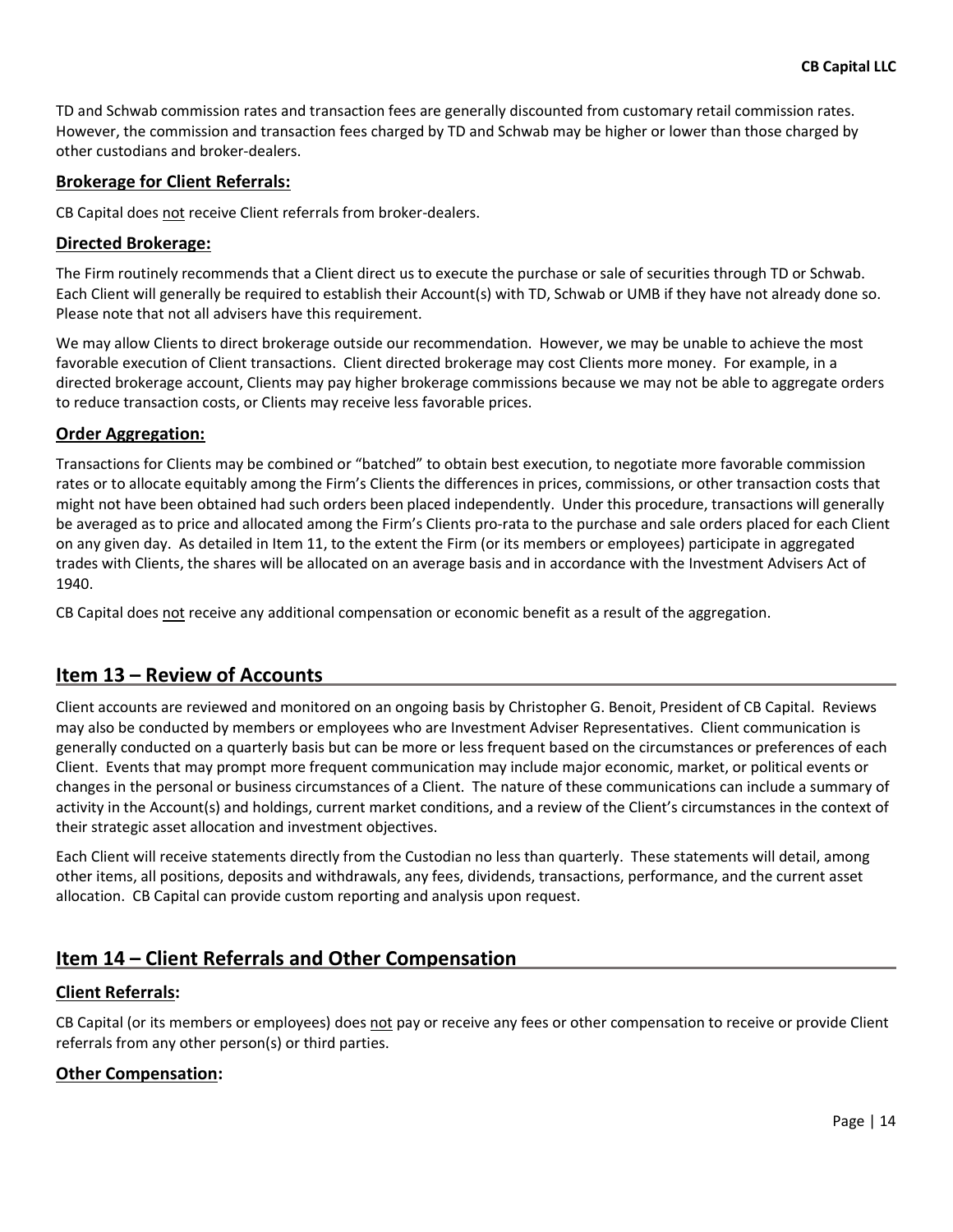TD and Schwab commission rates and transaction fees are generally discounted from customary retail commission rates. However, the commission and transaction fees charged by TD and Schwab may be higher or lower than those charged by other custodians and broker-dealers.

### Brokerage for Client Referrals:

CB Capital does not receive Client referrals from broker-dealers.

### Directed Brokerage:

The Firm routinely recommends that a Client direct us to execute the purchase or sale of securities through TD or Schwab. Each Client will generally be required to establish their Account(s) with TD, Schwab or UMB if they have not already done so. Please note that not all advisers have this requirement.

We may allow Clients to direct brokerage outside our recommendation. However, we may be unable to achieve the most favorable execution of Client transactions. Client directed brokerage may cost Clients more money. For example, in a directed brokerage account, Clients may pay higher brokerage commissions because we may not be able to aggregate orders to reduce transaction costs, or Clients may receive less favorable prices.

### Order Aggregation:

Transactions for Clients may be combined or "batched" to obtain best execution, to negotiate more favorable commission rates or to allocate equitably among the Firm's Clients the differences in prices, commissions, or other transaction costs that might not have been obtained had such orders been placed independently. Under this procedure, transactions will generally be averaged as to price and allocated among the Firm's Clients pro-rata to the purchase and sale orders placed for each Client on any given day. As detailed in Item 11, to the extent the Firm (or its members or employees) participate in aggregated trades with Clients, the shares will be allocated on an average basis and in accordance with the Investment Advisers Act of 1940.

CB Capital does not receive any additional compensation or economic benefit as a result of the aggregation.

## Item 13 – Review of Accounts

Client accounts are reviewed and monitored on an ongoing basis by Christopher G. Benoit, President of CB Capital. Reviews may also be conducted by members or employees who are Investment Adviser Representatives. Client communication is generally conducted on a quarterly basis but can be more or less frequent based on the circumstances or preferences of each Client. Events that may prompt more frequent communication may include major economic, market, or political events or changes in the personal or business circumstances of a Client. The nature of these communications can include a summary of activity in the Account(s) and holdings, current market conditions, and a review of the Client's circumstances in the context of their strategic asset allocation and investment objectives.

Each Client will receive statements directly from the Custodian no less than quarterly. These statements will detail, among other items, all positions, deposits and withdrawals, any fees, dividends, transactions, performance, and the current asset allocation. CB Capital can provide custom reporting and analysis upon request.

## Item 14 – Client Referrals and Other Compensation

### Client Referrals:

CB Capital (or its members or employees) does not pay or receive any fees or other compensation to receive or provide Client referrals from any other person(s) or third parties.

### Other Compensation: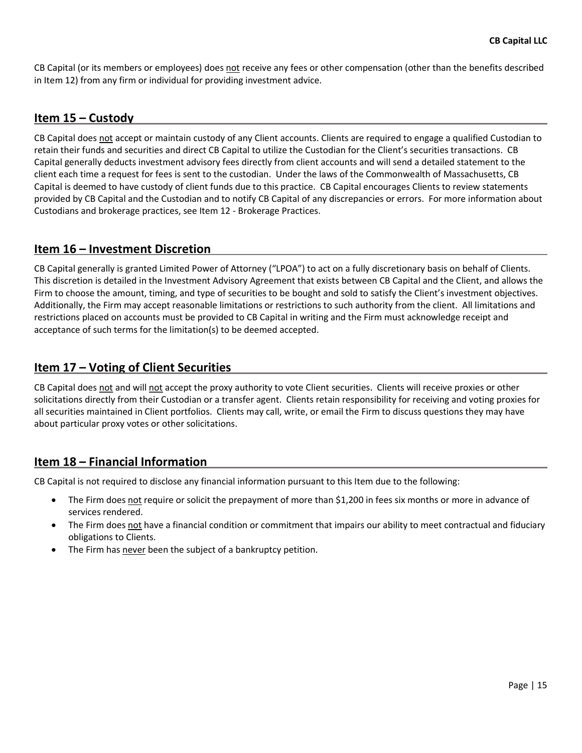CB Capital (or its members or employees) does not receive any fees or other compensation (other than the benefits described in Item 12) from any firm or individual for providing investment advice.

## Item 15 – Custody

CB Capital does not accept or maintain custody of any Client accounts. Clients are required to engage a qualified Custodian to retain their funds and securities and direct CB Capital to utilize the Custodian for the Client's securities transactions. CB Capital generally deducts investment advisory fees directly from client accounts and will send a detailed statement to the client each time a request for fees is sent to the custodian. Under the laws of the Commonwealth of Massachusetts, CB Capital is deemed to have custody of client funds due to this practice. CB Capital encourages Clients to review statements provided by CB Capital and the Custodian and to notify CB Capital of any discrepancies or errors. For more information about Custodians and brokerage practices, see Item 12 - Brokerage Practices.

## Item 16 – Investment Discretion

CB Capital generally is granted Limited Power of Attorney ("LPOA") to act on a fully discretionary basis on behalf of Clients. This discretion is detailed in the Investment Advisory Agreement that exists between CB Capital and the Client, and allows the Firm to choose the amount, timing, and type of securities to be bought and sold to satisfy the Client's investment objectives. Additionally, the Firm may accept reasonable limitations or restrictions to such authority from the client. All limitations and restrictions placed on accounts must be provided to CB Capital in writing and the Firm must acknowledge receipt and acceptance of such terms for the limitation(s) to be deemed accepted.

## Item 17 – Voting of Client Securities

CB Capital does not and will not accept the proxy authority to vote Client securities. Clients will receive proxies or other solicitations directly from their Custodian or a transfer agent. Clients retain responsibility for receiving and voting proxies for all securities maintained in Client portfolios. Clients may call, write, or email the Firm to discuss questions they may have about particular proxy votes or other solicitations.

## Item 18 – Financial Information

CB Capital is not required to disclose any financial information pursuant to this Item due to the following:

- The Firm does not require or solicit the prepayment of more than $1,200 in fees six months or more in advance of services rendered.
- The Firm does not have a financial condition or commitment that impairs our ability to meet contractual and fiduciary obligations to Clients.
- The Firm has never been the subject of a bankruptcy petition.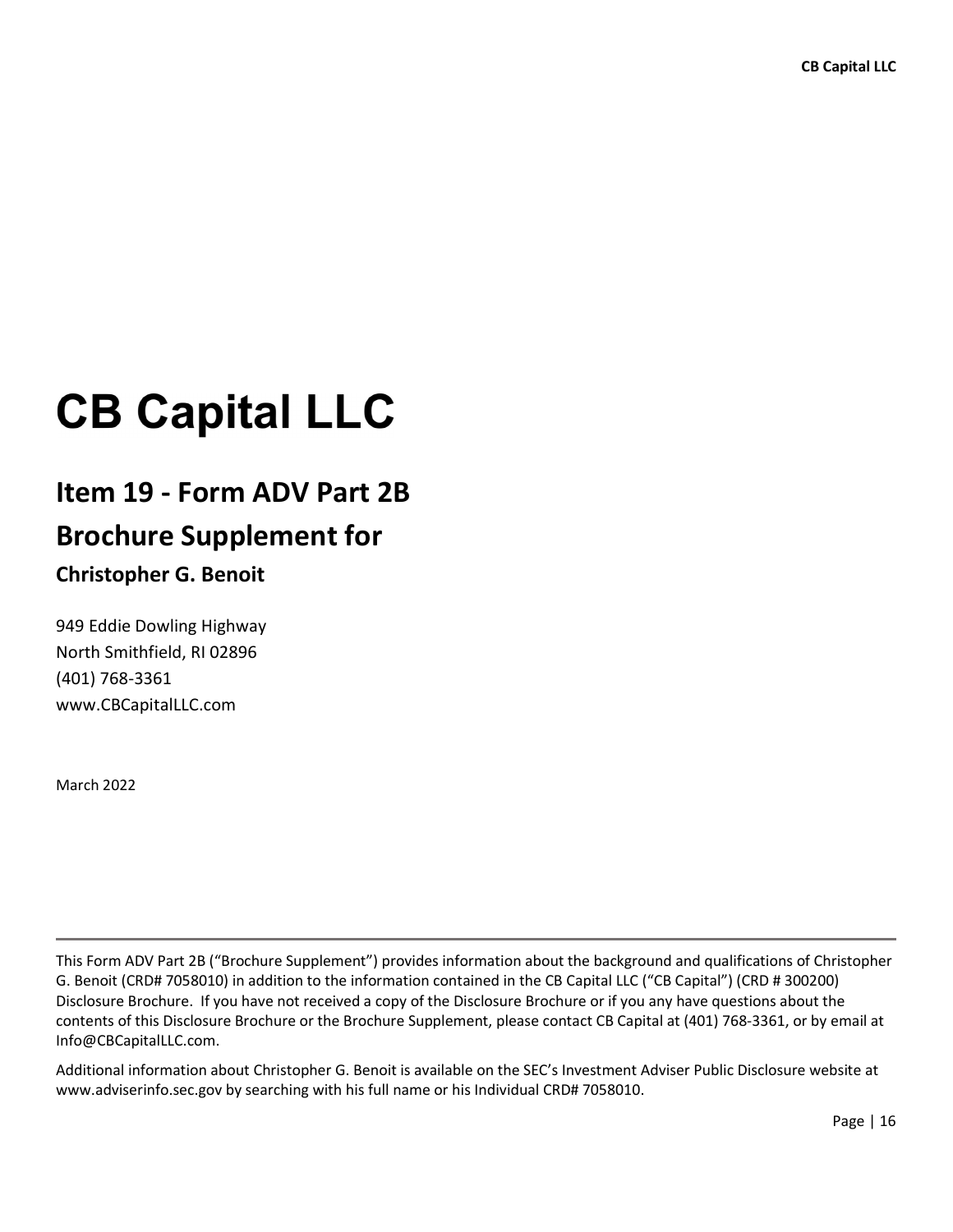# CB Capital LLC

## Item 19 - Form ADV Part 2B

## Brochure Supplement for

### Christopher G. Benoit

949 Eddie Dowling Highway
North Smithfield, RI 02896
(401) 768-3361
www.CBCapitalLLC.com

March 2022

---

This Form ADV Part 2B ("Brochure Supplement") provides information about the background and qualifications of Christopher G. Benoit (CRD# 7058010) in addition to the information contained in the CB Capital LLC ("CB Capital") (CRD # 300200) Disclosure Brochure. If you have not received a copy of the Disclosure Brochure or if you any have questions about the contents of this Disclosure Brochure or the Brochure Supplement, please contact CB Capital at (401) 768-3361, or by email at Info@CBCapitalLLC.com.

Additional information about Christopher G. Benoit is available on the SEC's Investment Adviser Public Disclosure website at www.adviserinfo.sec.gov by searching with his full name or his Individual CRD# 7058010.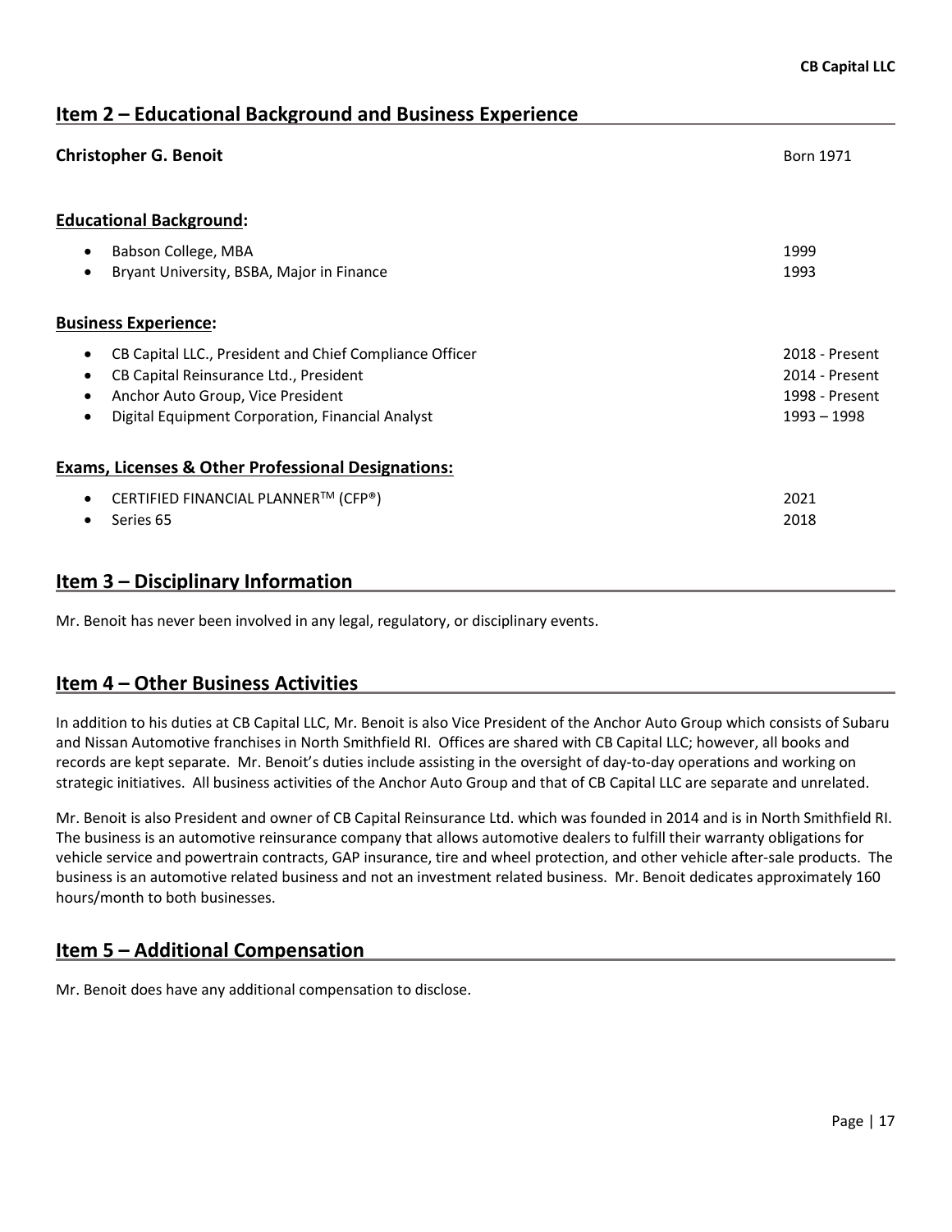## Item 2 – Educational Background and Business Experience

**Christopher G. Benoit** Born 1971

**Educational Background:**

- Babson College, MBA 1999
- Bryant University, BSBA, Major in Finance 1993

**Business Experience:**

- CB Capital LLC., President and Chief Compliance Officer 2018 - Present
- CB Capital Reinsurance Ltd., President 2014 - Present
- Anchor Auto Group, Vice President 1998 - Present
- Digital Equipment Corporation, Financial Analyst 1993 – 1998

**Exams, Licenses & Other Professional Designations:**

- CERTIFIED FINANCIAL PLANNER™ (CFP®) 2021
- Series 65 2018

## Item 3 – Disciplinary Information

Mr. Benoit has never been involved in any legal, regulatory, or disciplinary events.

## Item 4 – Other Business Activities

In addition to his duties at CB Capital LLC, Mr. Benoit is also Vice President of the Anchor Auto Group which consists of Subaru and Nissan Automotive franchises in North Smithfield RI. Offices are shared with CB Capital LLC; however, all books and records are kept separate. Mr. Benoit's duties include assisting in the oversight of day-to-day operations and working on strategic initiatives. All business activities of the Anchor Auto Group and that of CB Capital LLC are separate and unrelated.

Mr. Benoit is also President and owner of CB Capital Reinsurance Ltd. which was founded in 2014 and is in North Smithfield RI. The business is an automotive reinsurance company that allows automotive dealers to fulfill their warranty obligations for vehicle service and powertrain contracts, GAP insurance, tire and wheel protection, and other vehicle after-sale products. The business is an automotive related business and not an investment related business. Mr. Benoit dedicates approximately 160 hours/month to both businesses.

## Item 5 – Additional Compensation

Mr. Benoit does have any additional compensation to disclose.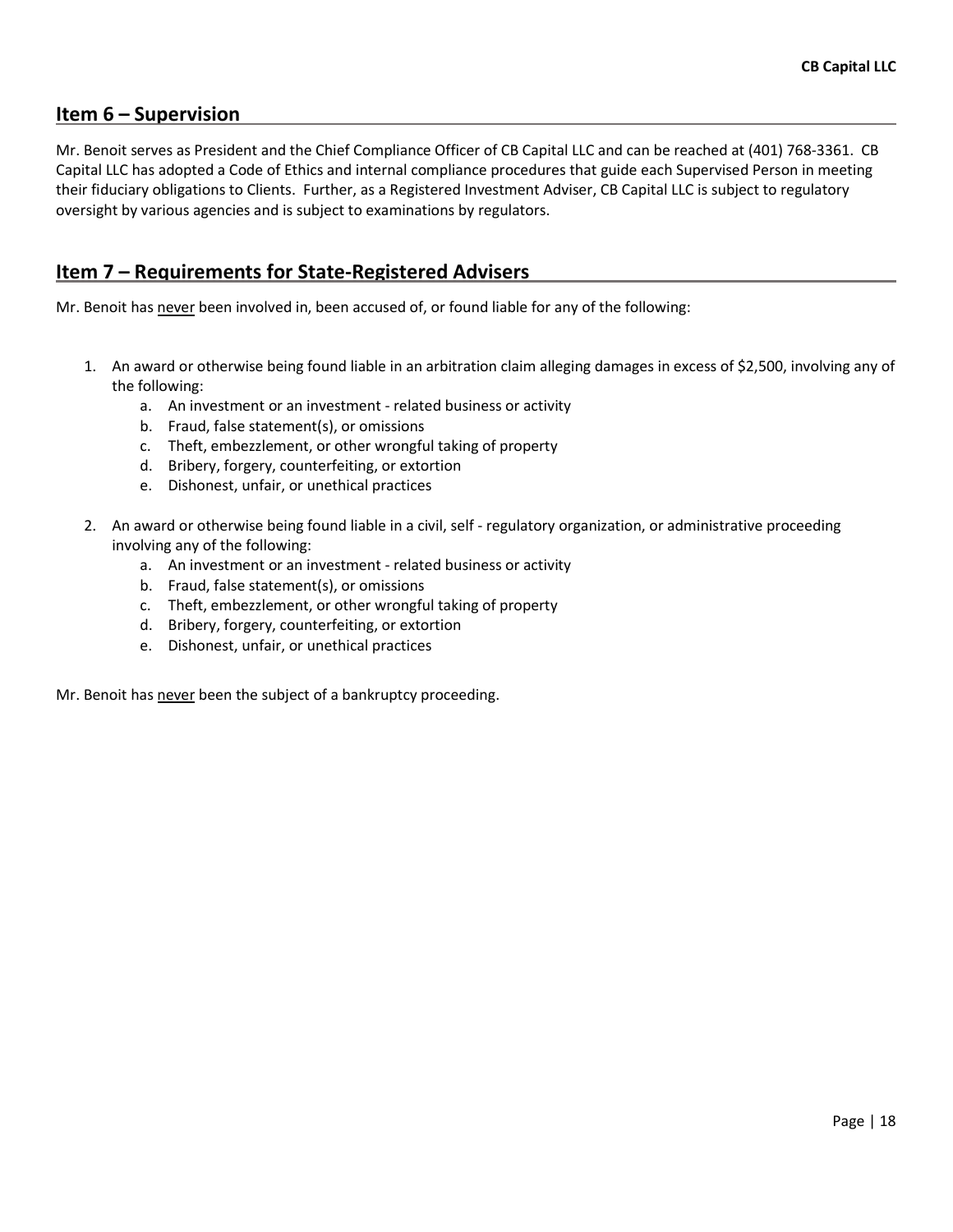## Item 6 – Supervision

Mr. Benoit serves as President and the Chief Compliance Officer of CB Capital LLC and can be reached at (401) 768-3361. CB Capital LLC has adopted a Code of Ethics and internal compliance procedures that guide each Supervised Person in meeting their fiduciary obligations to Clients. Further, as a Registered Investment Adviser, CB Capital LLC is subject to regulatory oversight by various agencies and is subject to examinations by regulators.

## Item 7 – Requirements for State-Registered Advisers

Mr. Benoit has <u>never</u> been involved in, been accused of, or found liable for any of the following:

1. An award or otherwise being found liable in an arbitration claim alleging damages in excess of $2,500, involving any of the following:
   a. An investment or an investment - related business or activity
   b. Fraud, false statement(s), or omissions
   c. Theft, embezzlement, or other wrongful taking of property
   d. Bribery, forgery, counterfeiting, or extortion
   e. Dishonest, unfair, or unethical practices

2. An award or otherwise being found liable in a civil, self - regulatory organization, or administrative proceeding involving any of the following:
   a. An investment or an investment - related business or activity
   b. Fraud, false statement(s), or omissions
   c. Theft, embezzlement, or other wrongful taking of property
   d. Bribery, forgery, counterfeiting, or extortion
   e. Dishonest, unfair, or unethical practices

Mr. Benoit has <u>never</u> been the subject of a bankruptcy proceeding.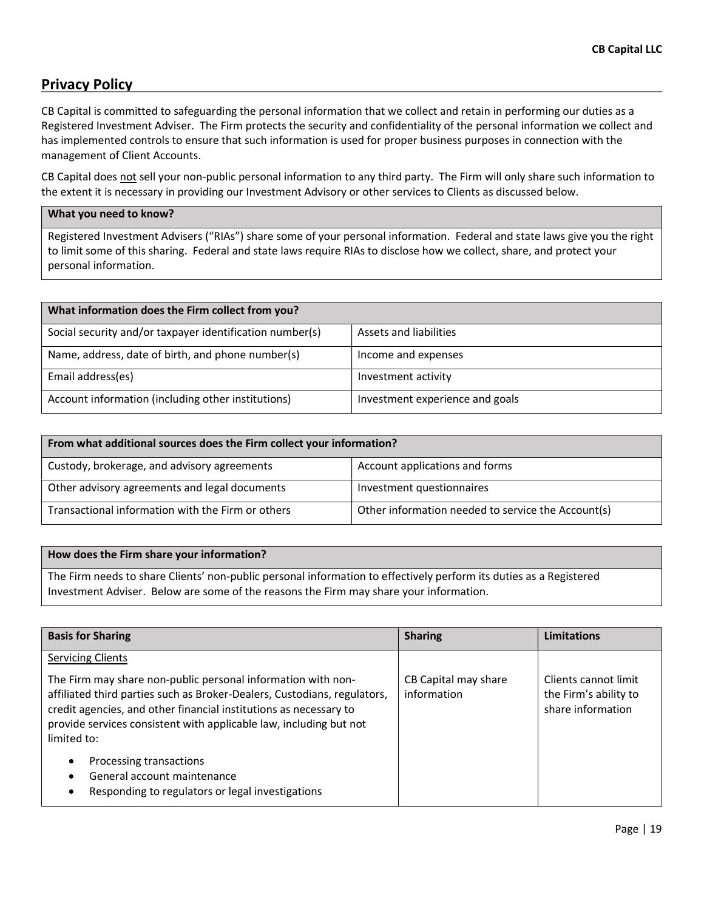## Privacy Policy

CB Capital is committed to safeguarding the personal information that we collect and retain in performing our duties as a Registered Investment Adviser. The Firm protects the security and confidentiality of the personal information we collect and has implemented controls to ensure that such information is used for proper business purposes in connection with the management of Client Accounts.

CB Capital does not sell your non-public personal information to any third party. The Firm will only share such information to the extent it is necessary in providing our Investment Advisory or other services to Clients as discussed below.

| **What you need to know?** |
| --- |
| Registered Investment Advisers ("RIAs") share some of your personal information. Federal and state laws give you the right to limit some of this sharing. Federal and state laws require RIAs to disclose how we collect, share, and protect your personal information. |

| **What information does the Firm collect from you?** | |
| --- | --- |
| Social security and/or taxpayer identification number(s) | Assets and liabilities |
| Name, address, date of birth, and phone number(s) | Income and expenses |
| Email address(es) | Investment activity |
| Account information (including other institutions) | Investment experience and goals |

| **From what additional sources does the Firm collect your information?** | |
| --- | --- |
| Custody, brokerage, and advisory agreements | Account applications and forms |
| Other advisory agreements and legal documents | Investment questionnaires |
| Transactional information with the Firm or others | Other information needed to service the Account(s) |

| **How does the Firm share your information?** |
| --- |
| The Firm needs to share Clients' non-public personal information to effectively perform its duties as a Registered Investment Adviser. Below are some of the reasons the Firm may share your information. |

| **Basis for Sharing** | **Sharing** | **Limitations** |
| --- | --- | --- |
| Servicing Clients<br><br>The Firm may share non-public personal information with non-affiliated third parties such as Broker-Dealers, Custodians, regulators, credit agencies, and other financial institutions as necessary to provide services consistent with applicable law, including but not limited to:<br>• Processing transactions<br>• General account maintenance<br>• Responding to regulators or legal investigations | CB Capital may share information | Clients cannot limit the Firm's ability to share information |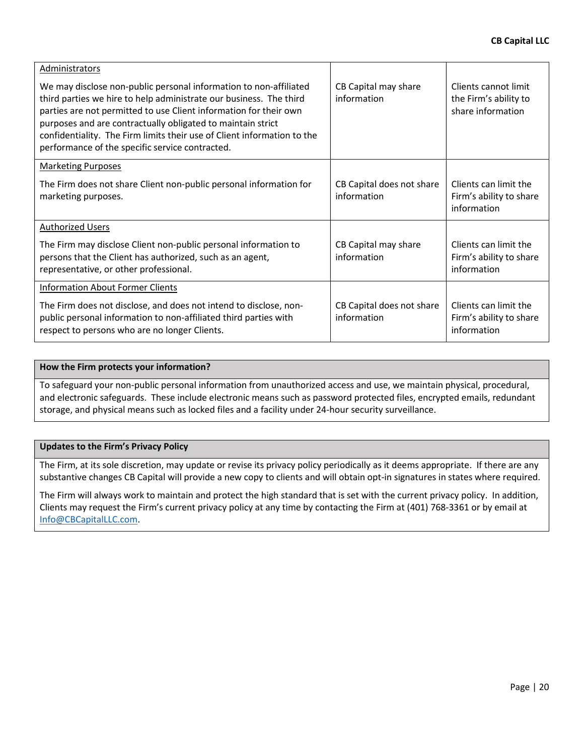| | | |
|---|---|---|
| Administrators<br><br>We may disclose non-public personal information to non-affiliated third parties we hire to help administrate our business. The third parties are not permitted to use Client information for their own purposes and are contractually obligated to maintain strict confidentiality. The Firm limits their use of Client information to the performance of the specific service contracted. | CB Capital may share information | Clients cannot limit the Firm's ability to share information |
| Marketing Purposes<br><br>The Firm does not share Client non-public personal information for marketing purposes. | CB Capital does not share information | Clients can limit the Firm's ability to share information |
| Authorized Users<br><br>The Firm may disclose Client non-public personal information to persons that the Client has authorized, such as an agent, representative, or other professional. | CB Capital may share information | Clients can limit the Firm's ability to share information |
| Information About Former Clients<br><br>The Firm does not disclose, and does not intend to disclose, non-public personal information to non-affiliated third parties with respect to persons who are no longer Clients. | CB Capital does not share information | Clients can limit the Firm's ability to share information |

**How the Firm protects your information?**

To safeguard your non-public personal information from unauthorized access and use, we maintain physical, procedural, and electronic safeguards. These include electronic means such as password protected files, encrypted emails, redundant storage, and physical means such as locked files and a facility under 24-hour security surveillance.

**Updates to the Firm's Privacy Policy**

The Firm, at its sole discretion, may update or revise its privacy policy periodically as it deems appropriate. If there are any substantive changes CB Capital will provide a new copy to clients and will obtain opt-in signatures in states where required.

The Firm will always work to maintain and protect the high standard that is set with the current privacy policy. In addition, Clients may request the Firm's current privacy policy at any time by contacting the Firm at (401) 768-3361 or by email at Info@CBCapitalLLC.com.